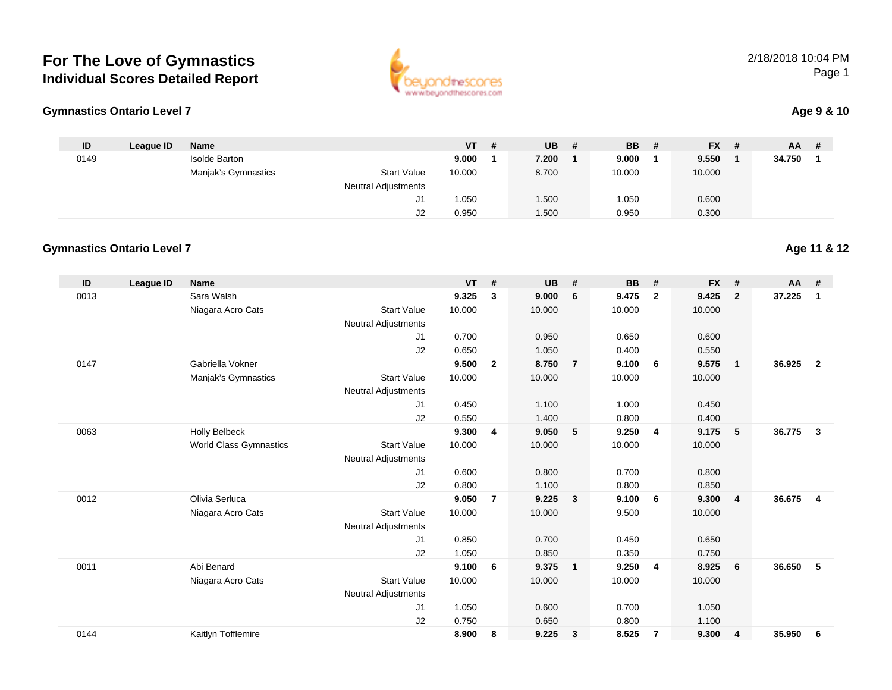# For The Love of Gymnastics

## Individual Scores Detailed Report

2/18/2018 10:04 PM

### Gymnastics Ontario Level 7

**Age 9 & 10**

| ID | League ID | Name | | VT | # | UB | # | BB | # | FX | # | AA | # |
|---|---|---|---|---|---|---|---|---|---|---|---|---|---|
| 0149 | | Isolde Barton | | **9.000** | **1** | **7.200** | **1** | **9.000** | **1** | **9.550** | **1** | **34.750** | **1** |
| | | Manjak's Gymnastics | Start Value | 10.000 | | 8.700 | | 10.000 | | 10.000 | | | |
| | | | Neutral Adjustments | | | | | | | | | | |
| | | | J1 | 1.050 | | 1.500 | | 1.050 | | 0.600 | | | |
| | | | J2 | 0.950 | | 1.500 | | 0.950 | | 0.300 | | | |

### Gymnastics Ontario Level 7

**Age 11 & 12**

| ID | League ID | Name | | VT | # | UB | # | BB | # | FX | # | AA | # |
|---|---|---|---|---|---|---|---|---|---|---|---|---|---|
| 0013 | | Sara Walsh | | **9.325** | **3** | **9.000** | **6** | **9.475** | **2** | **9.425** | **2** | **37.225** | **1** |
| | | Niagara Acro Cats | Start Value | 10.000 | | 10.000 | | 10.000 | | 10.000 | | | |
| | | | Neutral Adjustments | | | | | | | | | | |
| | | | J1 | 0.700 | | 0.950 | | 0.650 | | 0.600 | | | |
| | | | J2 | 0.650 | | 1.050 | | 0.400 | | 0.550 | | | |
| 0147 | | Gabriella Vokner | | **9.500** | **2** | **8.750** | **7** | **9.100** | **6** | **9.575** | **1** | **36.925** | **2** |
| | | Manjak's Gymnastics | Start Value | 10.000 | | 10.000 | | 10.000 | | 10.000 | | | |
| | | | Neutral Adjustments | | | | | | | | | | |
| | | | J1 | 0.450 | | 1.100 | | 1.000 | | 0.450 | | | |
| | | | J2 | 0.550 | | 1.400 | | 0.800 | | 0.400 | | | |
| 0063 | | Holly Belbeck | | **9.300** | **4** | **9.050** | **5** | **9.250** | **4** | **9.175** | **5** | **36.775** | **3** |
| | | World Class Gymnastics | Start Value | 10.000 | | 10.000 | | 10.000 | | 10.000 | | | |
| | | | Neutral Adjustments | | | | | | | | | | |
| | | | J1 | 0.600 | | 0.800 | | 0.700 | | 0.800 | | | |
| | | | J2 | 0.800 | | 1.100 | | 0.800 | | 0.850 | | | |
| 0012 | | Olivia Serluca | | **9.050** | **7** | **9.225** | **3** | **9.100** | **6** | **9.300** | **4** | **36.675** | **4** |
| | | Niagara Acro Cats | Start Value | 10.000 | | 10.000 | | 9.500 | | 10.000 | | | |
| | | | Neutral Adjustments | | | | | | | | | | |
| | | | J1 | 0.850 | | 0.700 | | 0.450 | | 0.650 | | | |
| | | | J2 | 1.050 | | 0.850 | | 0.350 | | 0.750 | | | |
| 0011 | | Abi Benard | | **9.100** | **6** | **9.375** | **1** | **9.250** | **4** | **8.925** | **6** | **36.650** | **5** |
| | | Niagara Acro Cats | Start Value | 10.000 | | 10.000 | | 10.000 | | 10.000 | | | |
| | | | Neutral Adjustments | | | | | | | | | | |
| | | | J1 | 1.050 | | 0.600 | | 0.700 | | 1.050 | | | |
| | | | J2 | 0.750 | | 0.650 | | 0.800 | | 1.100 | | | |
| 0144 | | Kaitlyn Tofflemire | | **8.900** | **8** | **9.225** | **3** | **8.525** | **7** | **9.300** | **4** | **35.950** | **6** |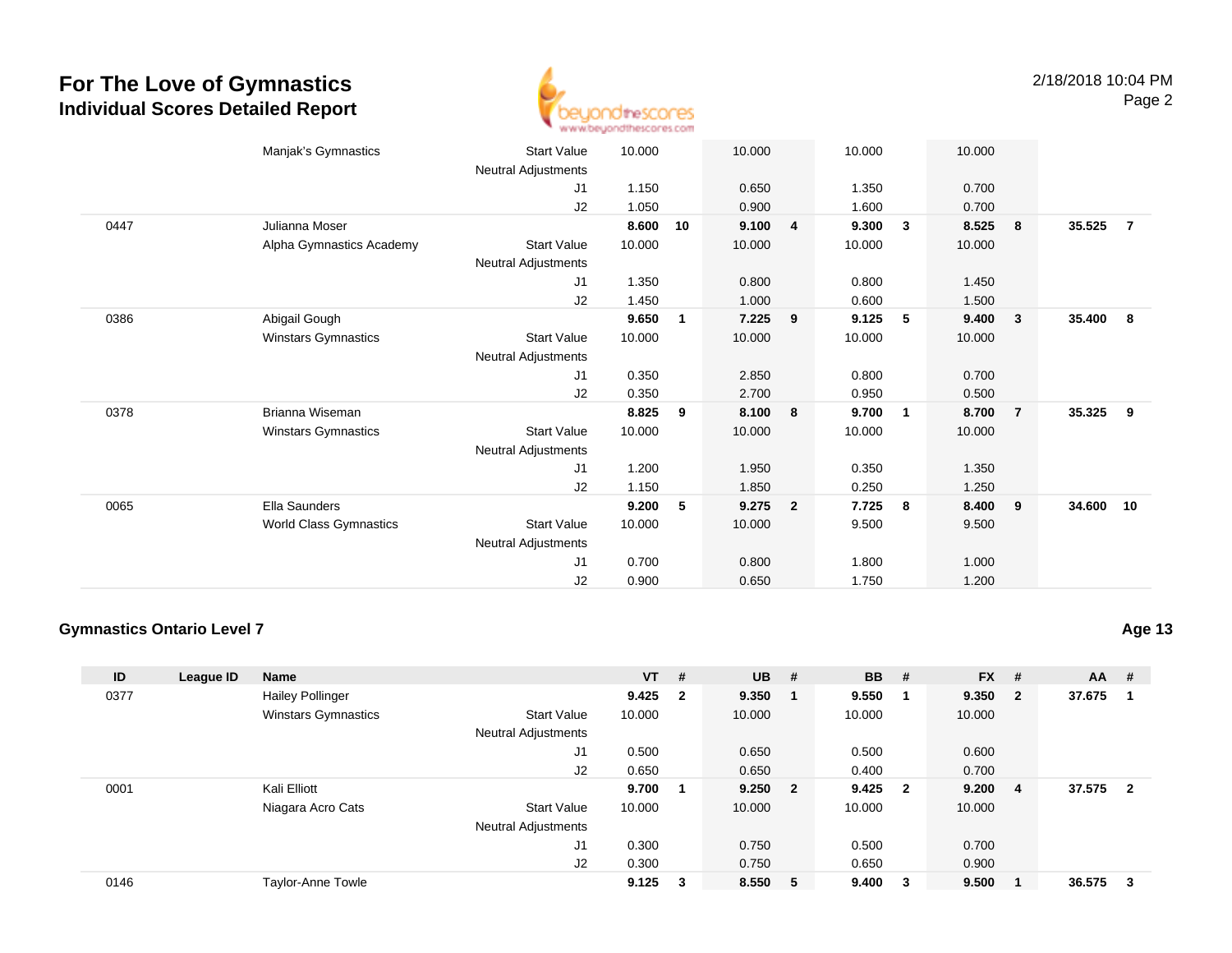| ID | League ID | Name | | VT | # | UB | # | BB | # | FX | # | AA | # |
|---|---|---|---|---|---|---|---|---|---|---|---|---|---|
| | | Manjak's Gymnastics | Start Value | 10.000 | | 10.000 | | 10.000 | | 10.000 | | | |
| | | | Neutral Adjustments | | | | | | | | | | |
| | | | J1 | 1.150 | | 0.650 | | 1.350 | | 0.700 | | | |
| | | | J2 | 1.050 | | 0.900 | | 1.600 | | 0.700 | | | |
| 0447 | | Julianna Moser | | **8.600** | **10** | **9.100** | **4** | **9.300** | **3** | **8.525** | **8** | **35.525** | **7** |
| | | Alpha Gymnastics Academy | Start Value | 10.000 | | 10.000 | | 10.000 | | 10.000 | | | |
| | | | Neutral Adjustments | | | | | | | | | | |
| | | | J1 | 1.350 | | 0.800 | | 0.800 | | 1.450 | | | |
| | | | J2 | 1.450 | | 1.000 | | 0.600 | | 1.500 | | | |
| 0386 | | Abigail Gough | | **9.650** | **1** | **7.225** | **9** | **9.125** | **5** | **9.400** | **3** | **35.400** | **8** |
| | | Winstars Gymnastics | Start Value | 10.000 | | 10.000 | | 10.000 | | 10.000 | | | |
| | | | Neutral Adjustments | | | | | | | | | | |
| | | | J1 | 0.350 | | 2.850 | | 0.800 | | 0.700 | | | |
| | | | J2 | 0.350 | | 2.700 | | 0.950 | | 0.500 | | | |
| 0378 | | Brianna Wiseman | | **8.825** | **9** | **8.100** | **8** | **9.700** | **1** | **8.700** | **7** | **35.325** | **9** |
| | | Winstars Gymnastics | Start Value | 10.000 | | 10.000 | | 10.000 | | 10.000 | | | |
| | | | Neutral Adjustments | | | | | | | | | | |
| | | | J1 | 1.200 | | 1.950 | | 0.350 | | 1.350 | | | |
| | | | J2 | 1.150 | | 1.850 | | 0.250 | | 1.250 | | | |
| 0065 | | Ella Saunders | | **9.200** | **5** | **9.275** | **2** | **7.725** | **8** | **8.400** | **9** | **34.600** | **10** |
| | | World Class Gymnastics | Start Value | 10.000 | | 10.000 | | 9.500 | | 9.500 | | | |
| | | | Neutral Adjustments | | | | | | | | | | |
| | | | J1 | 0.700 | | 0.800 | | 1.800 | | 1.000 | | | |
| | | | J2 | 0.900 | | 0.650 | | 1.750 | | 1.200 | | | |

## Gymnastics Ontario Level 7

**Age 13**

| ID | League ID | Name | | VT | # | UB | # | BB | # | FX | # | AA | # |
|---|---|---|---|---|---|---|---|---|---|---|---|---|---|
| 0377 | | Hailey Pollinger | | **9.425** | **2** | **9.350** | **1** | **9.550** | **1** | **9.350** | **2** | **37.675** | **1** |
| | | Winstars Gymnastics | Start Value | 10.000 | | 10.000 | | 10.000 | | 10.000 | | | |
| | | | Neutral Adjustments | | | | | | | | | | |
| | | | J1 | 0.500 | | 0.650 | | 0.500 | | 0.600 | | | |
| | | | J2 | 0.650 | | 0.650 | | 0.400 | | 0.700 | | | |
| 0001 | | Kali Elliott | | **9.700** | **1** | **9.250** | **2** | **9.425** | **2** | **9.200** | **4** | **37.575** | **2** |
| | | Niagara Acro Cats | Start Value | 10.000 | | 10.000 | | 10.000 | | 10.000 | | | |
| | | | Neutral Adjustments | | | | | | | | | | |
| | | | J1 | 0.300 | | 0.750 | | 0.500 | | 0.700 | | | |
| | | | J2 | 0.300 | | 0.750 | | 0.650 | | 0.900 | | | |
| 0146 | | Taylor-Anne Towle | | **9.125** | **3** | **8.550** | **5** | **9.400** | **3** | **9.500** | **1** | **36.575** | **3** |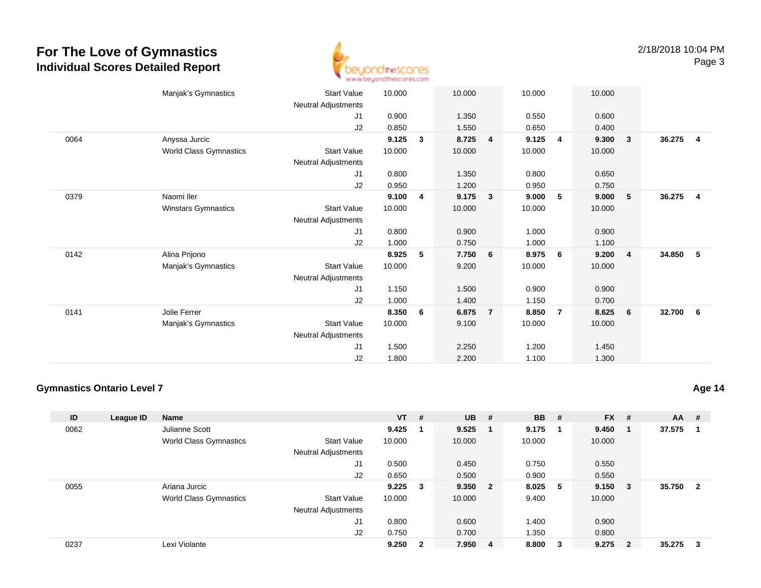| ID | League ID | Name | | VT | # | UB | # | BB | # | FX | # | AA | # |
|---|---|---|---|---|---|---|---|---|---|---|---|---|---|
| | | Manjak's Gymnastics | Start Value | 10.000 | | 10.000 | | 10.000 | | 10.000 | | | |
| | | | Neutral Adjustments | | | | | | | | | | |
| | | | J1 | 0.900 | | 1.350 | | 0.550 | | 0.600 | | | |
| | | | J2 | 0.850 | | 1.550 | | 0.650 | | 0.400 | | | |
| 0064 | | Anyssa Jurcic | | **9.125** | **3** | **8.725** | **4** | **9.125** | **4** | **9.300** | **3** | **36.275** | **4** |
| | | World Class Gymnastics | Start Value | 10.000 | | 10.000 | | 10.000 | | 10.000 | | | |
| | | | Neutral Adjustments | | | | | | | | | | |
| | | | J1 | 0.800 | | 1.350 | | 0.800 | | 0.650 | | | |
| | | | J2 | 0.950 | | 1.200 | | 0.950 | | 0.750 | | | |
| 0379 | | Naomi Iler | | **9.100** | **4** | **9.175** | **3** | **9.000** | **5** | **9.000** | **5** | **36.275** | **4** |
| | | Winstars Gymnastics | Start Value | 10.000 | | 10.000 | | 10.000 | | 10.000 | | | |
| | | | Neutral Adjustments | | | | | | | | | | |
| | | | J1 | 0.800 | | 0.900 | | 1.000 | | 0.900 | | | |
| | | | J2 | 1.000 | | 0.750 | | 1.000 | | 1.100 | | | |
| 0142 | | Alina Prijono | | **8.925** | **5** | **7.750** | **6** | **8.975** | **6** | **9.200** | **4** | **34.850** | **5** |
| | | Manjak's Gymnastics | Start Value | 10.000 | | 9.200 | | 10.000 | | 10.000 | | | |
| | | | Neutral Adjustments | | | | | | | | | | |
| | | | J1 | 1.150 | | 1.500 | | 0.900 | | 0.900 | | | |
| | | | J2 | 1.000 | | 1.400 | | 1.150 | | 0.700 | | | |
| 0141 | | Jolie Ferrer | | **8.350** | **6** | **6.875** | **7** | **8.850** | **7** | **8.625** | **6** | **32.700** | **6** |
| | | Manjak's Gymnastics | Start Value | 10.000 | | 9.100 | | 10.000 | | 10.000 | | | |
| | | | Neutral Adjustments | | | | | | | | | | |
| | | | J1 | 1.500 | | 2.250 | | 1.200 | | 1.450 | | | |
| | | | J2 | 1.800 | | 2.200 | | 1.100 | | 1.300 | | | |

### Gymnastics Ontario Level 7

**Age 14**

| ID | League ID | Name | | VT | # | UB | # | BB | # | FX | # | AA | # |
|---|---|---|---|---|---|---|---|---|---|---|---|---|---|
| 0062 | | Julianne Scott | | **9.425** | **1** | **9.525** | **1** | **9.175** | **1** | **9.450** | **1** | **37.575** | **1** |
| | | World Class Gymnastics | Start Value | 10.000 | | 10.000 | | 10.000 | | 10.000 | | | |
| | | | Neutral Adjustments | | | | | | | | | | |
| | | | J1 | 0.500 | | 0.450 | | 0.750 | | 0.550 | | | |
| | | | J2 | 0.650 | | 0.500 | | 0.900 | | 0.550 | | | |
| 0055 | | Ariana Jurcic | | **9.225** | **3** | **9.350** | **2** | **8.025** | **5** | **9.150** | **3** | **35.750** | **2** |
| | | World Class Gymnastics | Start Value | 10.000 | | 10.000 | | 9.400 | | 10.000 | | | |
| | | | Neutral Adjustments | | | | | | | | | | |
| | | | J1 | 0.800 | | 0.600 | | 1.400 | | 0.900 | | | |
| | | | J2 | 0.750 | | 0.700 | | 1.350 | | 0.800 | | | |
| 0237 | | Lexi Violante | | **9.250** | **2** | **7.950** | **4** | **8.800** | **3** | **9.275** | **2** | **35.275** | **3** |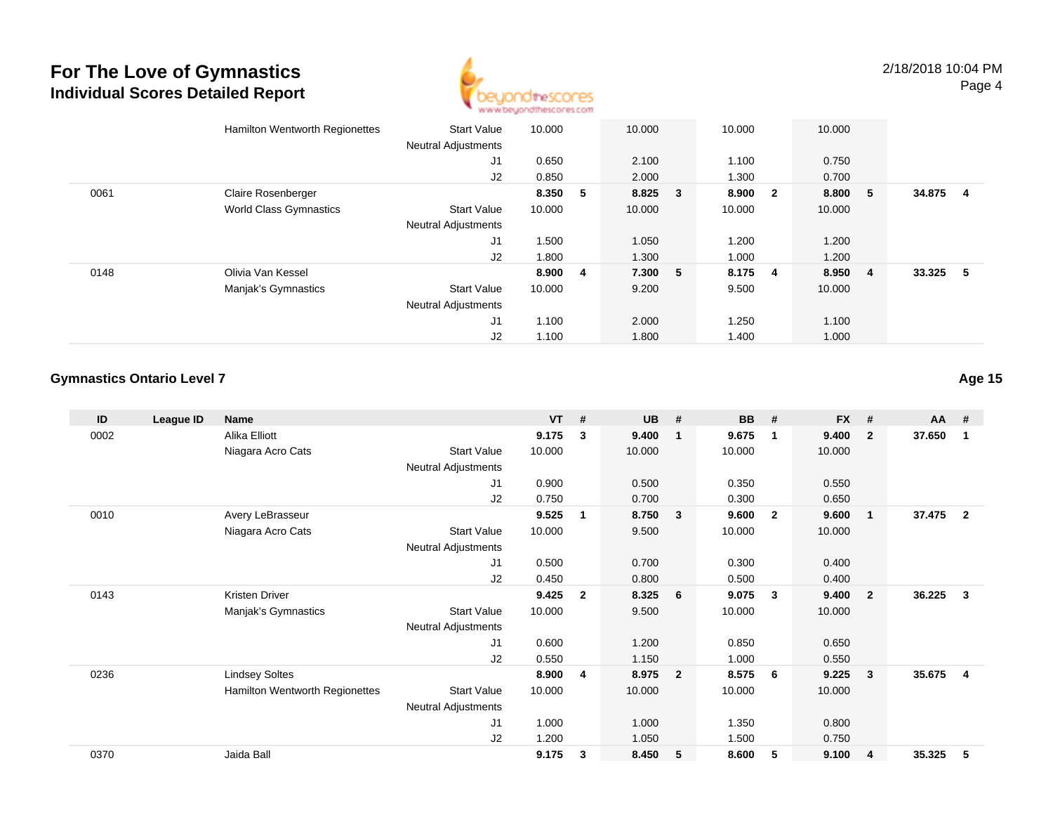## For The Love of Gymnastics
### Individual Scores Detailed Report

| ID | League ID | Name | | VT | # | UB | # | BB | # | FX | # | AA | # |
|---|---|---|---|---|---|---|---|---|---|---|---|---|---|
| | | Hamilton Wentworth Regionettes | Start Value | 10.000 | | 10.000 | | 10.000 | | 10.000 | | | |
| | | | Neutral Adjustments | | | | | | | | | | |
| | | | J1 | 0.650 | | 2.100 | | 1.100 | | 0.750 | | | |
| | | | J2 | 0.850 | | 2.000 | | 1.300 | | 0.700 | | | |
| 0061 | | Claire Rosenberger | | **8.350** | **5** | **8.825** | **3** | **8.900** | **2** | **8.800** | **5** | **34.875** | **4** |
| | | World Class Gymnastics | Start Value | 10.000 | | 10.000 | | 10.000 | | 10.000 | | | |
| | | | Neutral Adjustments | | | | | | | | | | |
| | | | J1 | 1.500 | | 1.050 | | 1.200 | | 1.200 | | | |
| | | | J2 | 1.800 | | 1.300 | | 1.000 | | 1.200 | | | |
| 0148 | | Olivia Van Kessel | | **8.900** | **4** | **7.300** | **5** | **8.175** | **4** | **8.950** | **4** | **33.325** | **5** |
| | | Manjak's Gymnastics | Start Value | 10.000 | | 9.200 | | 9.500 | | 10.000 | | | |
| | | | Neutral Adjustments | | | | | | | | | | |
| | | | J1 | 1.100 | | 2.000 | | 1.250 | | 1.100 | | | |
| | | | J2 | 1.100 | | 1.800 | | 1.400 | | 1.000 | | | |

### Gymnastics Ontario Level 7

**Age 15**

| ID | League ID | Name | | VT | # | UB | # | BB | # | FX | # | AA | # |
|---|---|---|---|---|---|---|---|---|---|---|---|---|---|
| 0002 | | Alika Elliott | | **9.175** | **3** | **9.400** | **1** | **9.675** | **1** | **9.400** | **2** | **37.650** | **1** |
| | | Niagara Acro Cats | Start Value | 10.000 | | 10.000 | | 10.000 | | 10.000 | | | |
| | | | Neutral Adjustments | | | | | | | | | | |
| | | | J1 | 0.900 | | 0.500 | | 0.350 | | 0.550 | | | |
| | | | J2 | 0.750 | | 0.700 | | 0.300 | | 0.650 | | | |
| 0010 | | Avery LeBrasseur | | **9.525** | **1** | **8.750** | **3** | **9.600** | **2** | **9.600** | **1** | **37.475** | **2** |
| | | Niagara Acro Cats | Start Value | 10.000 | | 9.500 | | 10.000 | | 10.000 | | | |
| | | | Neutral Adjustments | | | | | | | | | | |
| | | | J1 | 0.500 | | 0.700 | | 0.300 | | 0.400 | | | |
| | | | J2 | 0.450 | | 0.800 | | 0.500 | | 0.400 | | | |
| 0143 | | Kristen Driver | | **9.425** | **2** | **8.325** | **6** | **9.075** | **3** | **9.400** | **2** | **36.225** | **3** |
| | | Manjak's Gymnastics | Start Value | 10.000 | | 9.500 | | 10.000 | | 10.000 | | | |
| | | | Neutral Adjustments | | | | | | | | | | |
| | | | J1 | 0.600 | | 1.200 | | 0.850 | | 0.650 | | | |
| | | | J2 | 0.550 | | 1.150 | | 1.000 | | 0.550 | | | |
| 0236 | | Lindsey Soltes | | **8.900** | **4** | **8.975** | **2** | **8.575** | **6** | **9.225** | **3** | **35.675** | **4** |
| | | Hamilton Wentworth Regionettes | Start Value | 10.000 | | 10.000 | | 10.000 | | 10.000 | | | |
| | | | Neutral Adjustments | | | | | | | | | | |
| | | | J1 | 1.000 | | 1.000 | | 1.350 | | 0.800 | | | |
| | | | J2 | 1.200 | | 1.050 | | 1.500 | | 0.750 | | | |
| 0370 | | Jaida Ball | | **9.175** | **3** | **8.450** | **5** | **8.600** | **5** | **9.100** | **4** | **35.325** | **5** |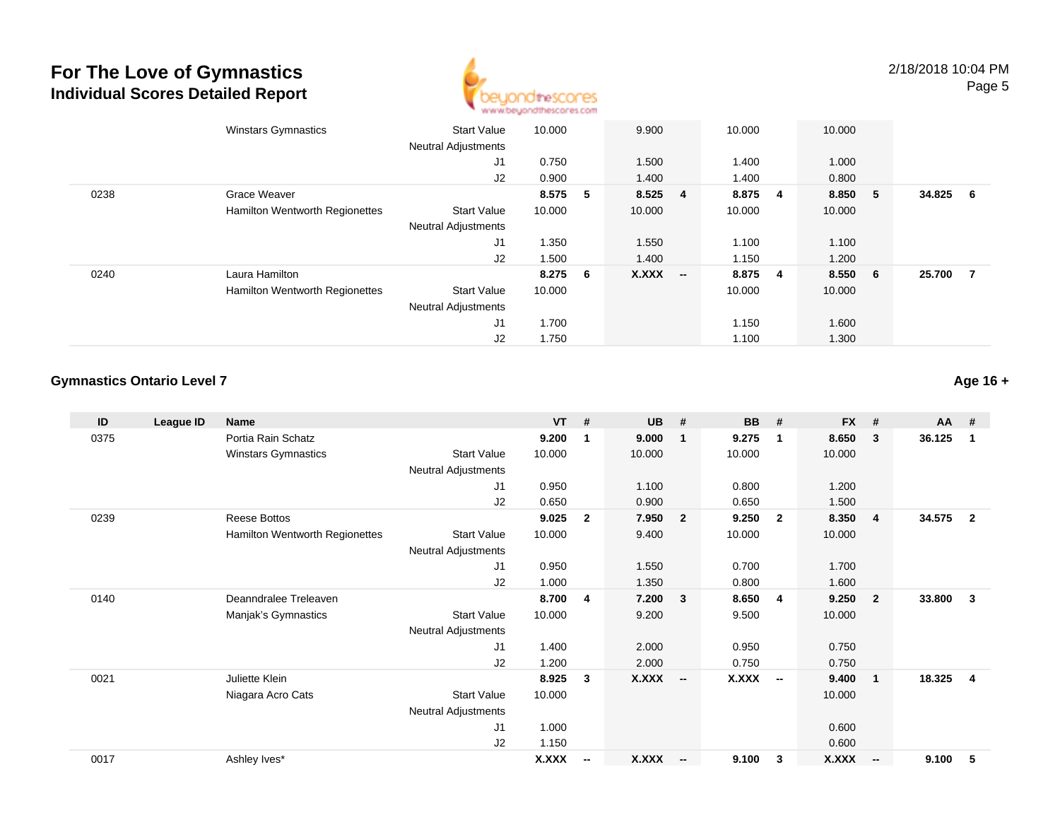| ID | League ID | Name | | VT | # | UB | # | BB | # | FX | # | AA | # |
|---|---|---|---|---|---|---|---|---|---|---|---|---|---|
| | | Winstars Gymnastics | Start Value | 10.000 | | 9.900 | | 10.000 | | 10.000 | | | |
| | | | Neutral Adjustments | | | | | | | | | | |
| | | | J1 | 0.750 | | 1.500 | | 1.400 | | 1.000 | | | |
| | | | J2 | 0.900 | | 1.400 | | 1.400 | | 0.800 | | | |
| 0238 | | Grace Weaver | | **8.575** | **5** | **8.525** | **4** | **8.875** | **4** | **8.850** | **5** | **34.825** | **6** |
| | | Hamilton Wentworth Regionettes | Start Value | 10.000 | | 10.000 | | 10.000 | | 10.000 | | | |
| | | | Neutral Adjustments | | | | | | | | | | |
| | | | J1 | 1.350 | | 1.550 | | 1.100 | | 1.100 | | | |
| | | | J2 | 1.500 | | 1.400 | | 1.150 | | 1.200 | | | |
| 0240 | | Laura Hamilton | | **8.275** | **6** | **X.XXX** | **--** | **8.875** | **4** | **8.550** | **6** | **25.700** | **7** |
| | | Hamilton Wentworth Regionettes | Start Value | 10.000 | | | | 10.000 | | 10.000 | | | |
| | | | Neutral Adjustments | | | | | | | | | | |
| | | | J1 | 1.700 | | | | 1.150 | | 1.600 | | | |
| | | | J2 | 1.750 | | | | 1.100 | | 1.300 | | | |

### Gymnastics Ontario Level 7

**Age 16 +**

| ID | League ID | Name | | VT | # | UB | # | BB | # | FX | # | AA | # |
|---|---|---|---|---|---|---|---|---|---|---|---|---|---|
| 0375 | | Portia Rain Schatz | | **9.200** | **1** | **9.000** | **1** | **9.275** | **1** | **8.650** | **3** | **36.125** | **1** |
| | | Winstars Gymnastics | Start Value | 10.000 | | 10.000 | | 10.000 | | 10.000 | | | |
| | | | Neutral Adjustments | | | | | | | | | | |
| | | | J1 | 0.950 | | 1.100 | | 0.800 | | 1.200 | | | |
| | | | J2 | 0.650 | | 0.900 | | 0.650 | | 1.500 | | | |
| 0239 | | Reese Bottos | | **9.025** | **2** | **7.950** | **2** | **9.250** | **2** | **8.350** | **4** | **34.575** | **2** |
| | | Hamilton Wentworth Regionettes | Start Value | 10.000 | | 9.400 | | 10.000 | | 10.000 | | | |
| | | | Neutral Adjustments | | | | | | | | | | |
| | | | J1 | 0.950 | | 1.550 | | 0.700 | | 1.700 | | | |
| | | | J2 | 1.000 | | 1.350 | | 0.800 | | 1.600 | | | |
| 0140 | | Deanndralee Treleaven | | **8.700** | **4** | **7.200** | **3** | **8.650** | **4** | **9.250** | **2** | **33.800** | **3** |
| | | Manjak's Gymnastics | Start Value | 10.000 | | 9.200 | | 9.500 | | 10.000 | | | |
| | | | Neutral Adjustments | | | | | | | | | | |
| | | | J1 | 1.400 | | 2.000 | | 0.950 | | 0.750 | | | |
| | | | J2 | 1.200 | | 2.000 | | 0.750 | | 0.750 | | | |
| 0021 | | Juliette Klein | | **8.925** | **3** | **X.XXX** | **--** | **X.XXX** | **--** | **9.400** | **1** | **18.325** | **4** |
| | | Niagara Acro Cats | Start Value | 10.000 | | | | | | 10.000 | | | |
| | | | Neutral Adjustments | | | | | | | | | | |
| | | | J1 | 1.000 | | | | | | 0.600 | | | |
| | | | J2 | 1.150 | | | | | | 0.600 | | | |
| 0017 | | Ashley Ives* | | **X.XXX** | **--** | **X.XXX** | **--** | **9.100** | **3** | **X.XXX** | **--** | **9.100** | **5** |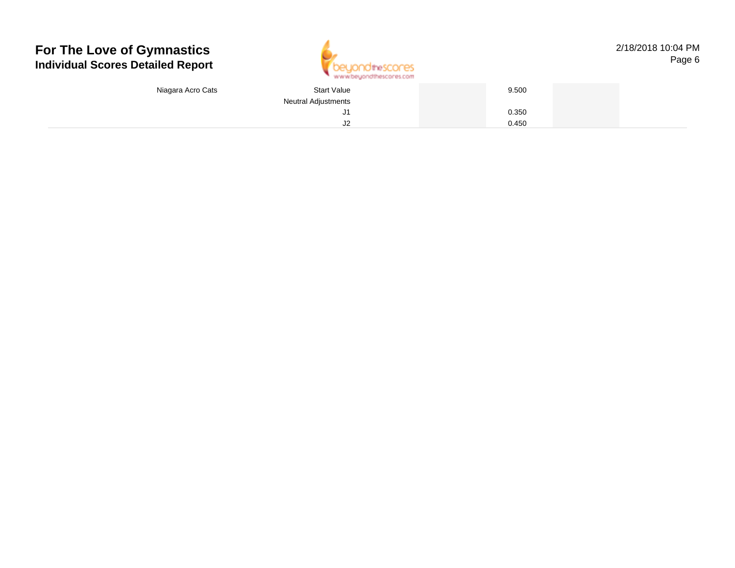| | | | | |
|---|---|---|---|---|
| Niagara Acro Cats | Start Value | | 9.500 | |
| | Neutral Adjustments | | | |
| | J1 | | 0.350 | |
| | J2 | | 0.450 | |